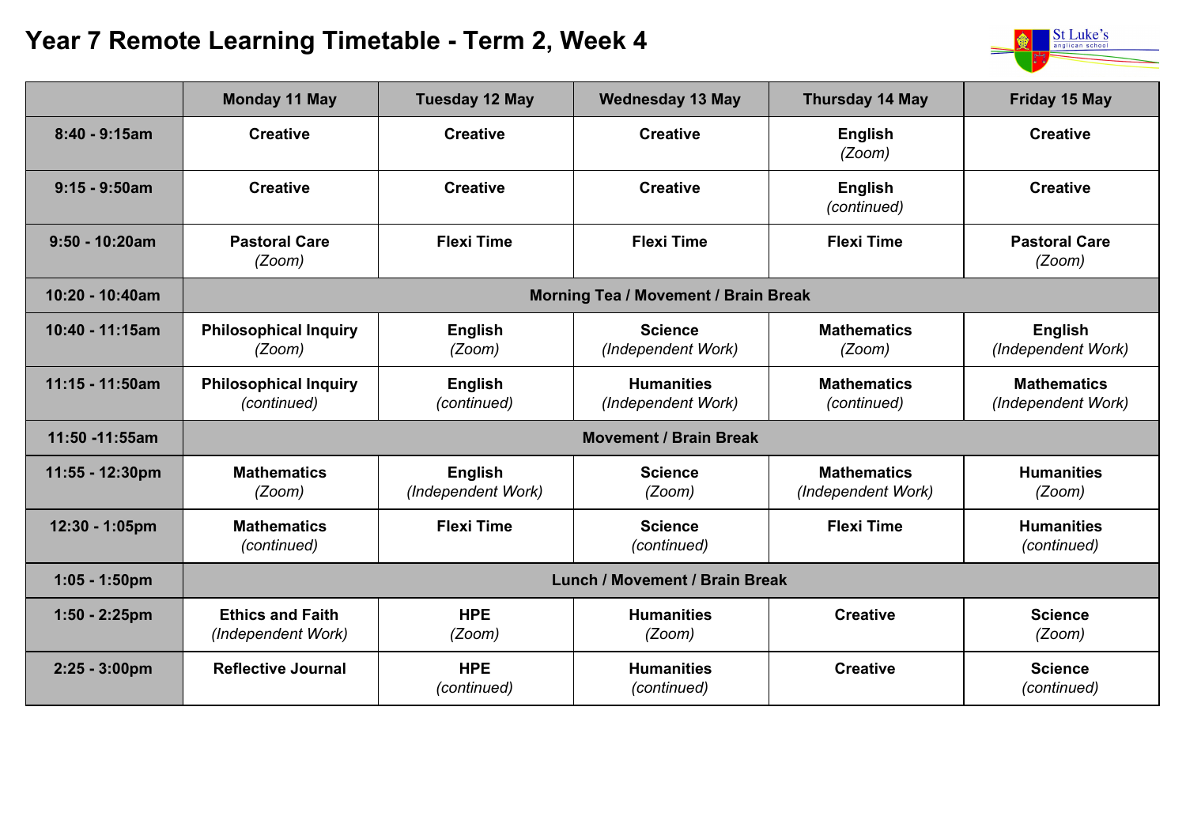# Year 7 Remote Learning Timetable - Term 2, Week 4

| | Monday 11 May | Tuesday 12 May | Wednesday 13 May | Thursday 14 May | Friday 15 May |
|---|---|---|---|---|---|
| **8:40 - 9:15am** | **Creative** | **Creative** | **Creative** | **English** *(Zoom)* | **Creative** |
| **9:15 - 9:50am** | **Creative** | **Creative** | **Creative** | **English** *(continued)* | **Creative** |
| **9:50 - 10:20am** | **Pastoral Care** *(Zoom)* | **Flexi Time** | **Flexi Time** | **Flexi Time** | **Pastoral Care** *(Zoom)* |
| **10:20 - 10:40am** | **Morning Tea / Movement / Brain Break** | | | | |
| **10:40 - 11:15am** | **Philosophical Inquiry** *(Zoom)* | **English** *(Zoom)* | **Science** *(Independent Work)* | **Mathematics** *(Zoom)* | **English** *(Independent Work)* |
| **11:15 - 11:50am** | **Philosophical Inquiry** *(continued)* | **English** *(continued)* | **Humanities** *(Independent Work)* | **Mathematics** *(continued)* | **Mathematics** *(Independent Work)* |
| **11:50 -11:55am** | **Movement / Brain Break** | | | | |
| **11:55 - 12:30pm** | **Mathematics** *(Zoom)* | **English** *(Independent Work)* | **Science** *(Zoom)* | **Mathematics** *(Independent Work)* | **Humanities** *(Zoom)* |
| **12:30 - 1:05pm** | **Mathematics** *(continued)* | **Flexi Time** | **Science** *(continued)* | **Flexi Time** | **Humanities** *(continued)* |
| **1:05 - 1:50pm** | **Lunch / Movement / Brain Break** | | | | |
| **1:50 - 2:25pm** | **Ethics and Faith** *(Independent Work)* | **HPE** *(Zoom)* | **Humanities** *(Zoom)* | **Creative** | **Science** *(Zoom)* |
| **2:25 - 3:00pm** | **Reflective Journal** | **HPE** *(continued)* | **Humanities** *(continued)* | **Creative** | **Science** *(continued)* |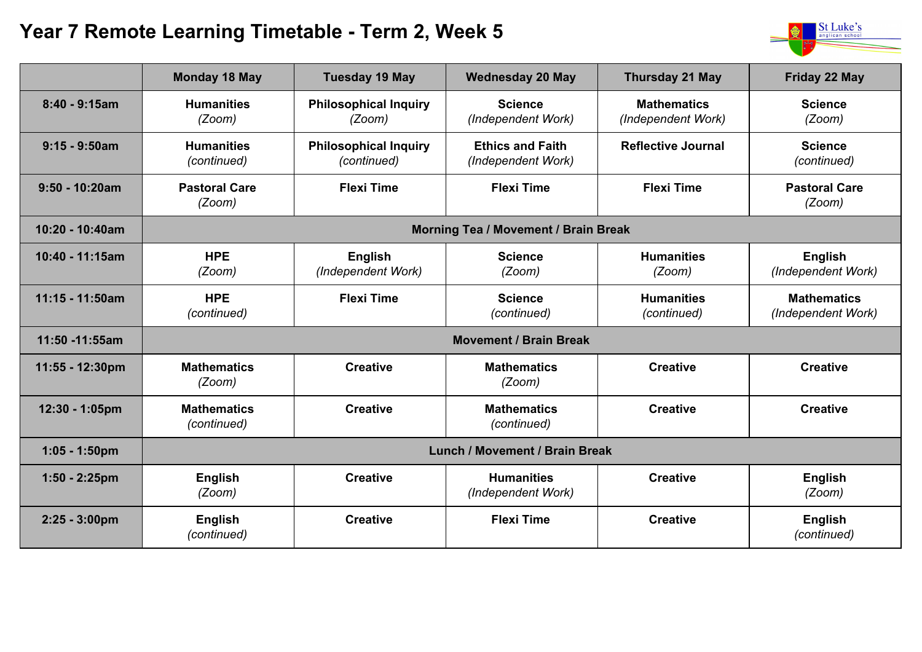# Year 7 Remote Learning Timetable - Term 2, Week 5

| | Monday 18 May | Tuesday 19 May | Wednesday 20 May | Thursday 21 May | Friday 22 May |
|---|---|---|---|---|---|
| **8:40 - 9:15am** | **Humanities** *(Zoom)* | **Philosophical Inquiry** *(Zoom)* | **Science** *(Independent Work)* | **Mathematics** *(Independent Work)* | **Science** *(Zoom)* |
| **9:15 - 9:50am** | **Humanities** *(continued)* | **Philosophical Inquiry** *(continued)* | **Ethics and Faith** *(Independent Work)* | **Reflective Journal** | **Science** *(continued)* |
| **9:50 - 10:20am** | **Pastoral Care** *(Zoom)* | **Flexi Time** | **Flexi Time** | **Flexi Time** | **Pastoral Care** *(Zoom)* |
| **10:20 - 10:40am** | **Morning Tea / Movement / Brain Break** | | | | |
| **10:40 - 11:15am** | **HPE** *(Zoom)* | **English** *(Independent Work)* | **Science** *(Zoom)* | **Humanities** *(Zoom)* | **English** *(Independent Work)* |
| **11:15 - 11:50am** | **HPE** *(continued)* | **Flexi Time** | **Science** *(continued)* | **Humanities** *(continued)* | **Mathematics** *(Independent Work)* |
| **11:50 -11:55am** | **Movement / Brain Break** | | | | |
| **11:55 - 12:30pm** | **Mathematics** *(Zoom)* | **Creative** | **Mathematics** *(Zoom)* | **Creative** | **Creative** |
| **12:30 - 1:05pm** | **Mathematics** *(continued)* | **Creative** | **Mathematics** *(continued)* | **Creative** | **Creative** |
| **1:05 - 1:50pm** | **Lunch / Movement / Brain Break** | | | | |
| **1:50 - 2:25pm** | **English** *(Zoom)* | **Creative** | **Humanities** *(Independent Work)* | **Creative** | **English** *(Zoom)* |
| **2:25 - 3:00pm** | **English** *(continued)* | **Creative** | **Flexi Time** | **Creative** | **English** *(continued)* |